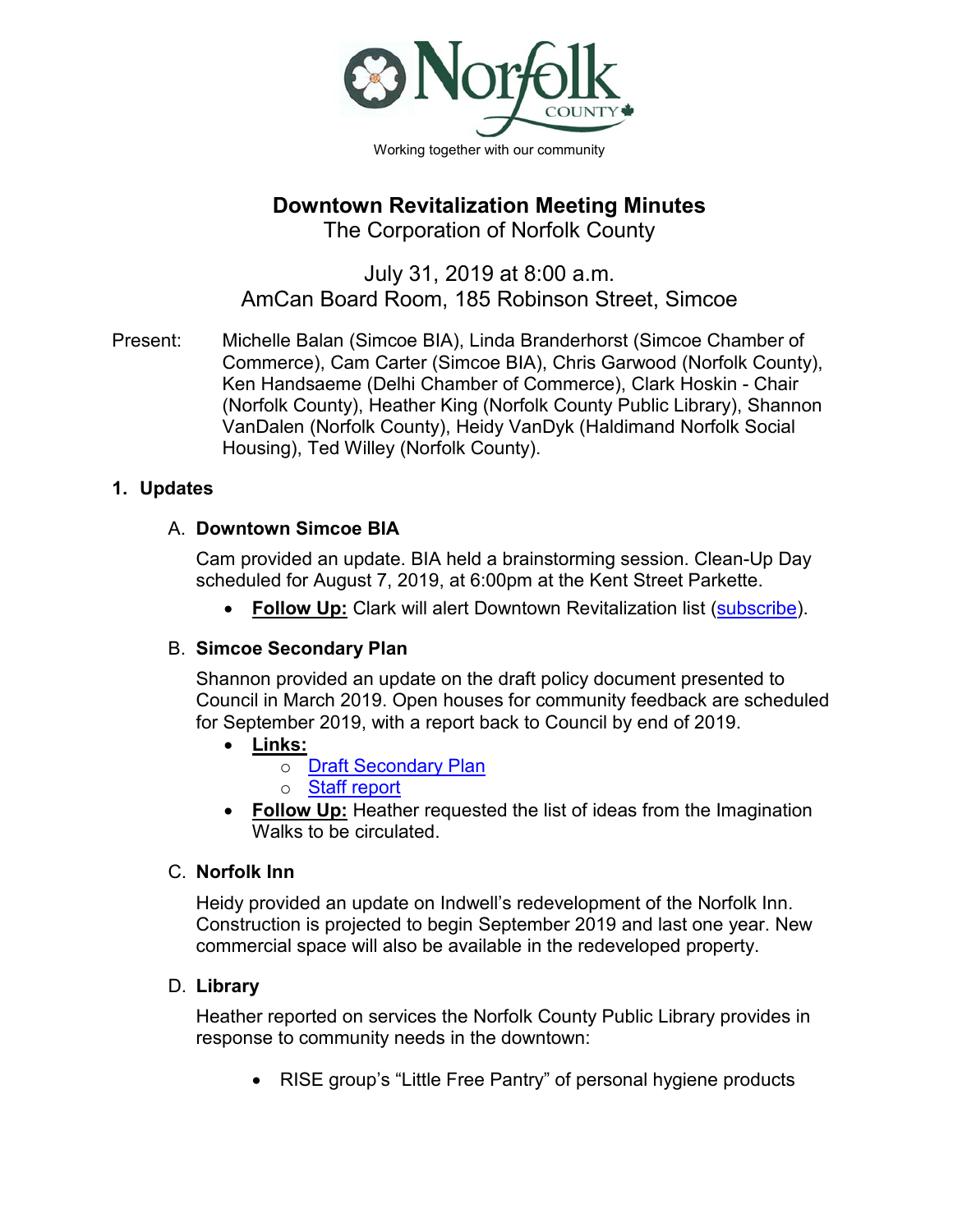Norfolk COUNTY

Working together with our community

# Downtown Revitalization Meeting Minutes

The Corporation of Norfolk County

July 31, 2019 at 8:00 a.m.
AmCan Board Room, 185 Robinson Street, Simcoe

Present: Michelle Balan (Simcoe BIA), Linda Branderhorst (Simcoe Chamber of Commerce), Cam Carter (Simcoe BIA), Chris Garwood (Norfolk County), Ken Handsaeme (Delhi Chamber of Commerce), Clark Hoskin - Chair (Norfolk County), Heather King (Norfolk County Public Library), Shannon VanDalen (Norfolk County), Heidy VanDyk (Haldimand Norfolk Social Housing), Ted Willey (Norfolk County).

## 1. Updates

### A. Downtown Simcoe BIA

Cam provided an update. BIA held a brainstorming session. Clean-Up Day scheduled for August 7, 2019, at 6:00pm at the Kent Street Parkette.

- **Follow Up:** Clark will alert Downtown Revitalization list (subscribe).

### B. Simcoe Secondary Plan

Shannon provided an update on the draft policy document presented to Council in March 2019. Open houses for community feedback are scheduled for September 2019, with a report back to Council by end of 2019.

- **Links:**
  - Draft Secondary Plan
  - Staff report
- **Follow Up:** Heather requested the list of ideas from the Imagination Walks to be circulated.

### C. Norfolk Inn

Heidy provided an update on Indwell's redevelopment of the Norfolk Inn. Construction is projected to begin September 2019 and last one year. New commercial space will also be available in the redeveloped property.

### D. Library

Heather reported on services the Norfolk County Public Library provides in response to community needs in the downtown:

- RISE group's "Little Free Pantry" of personal hygiene products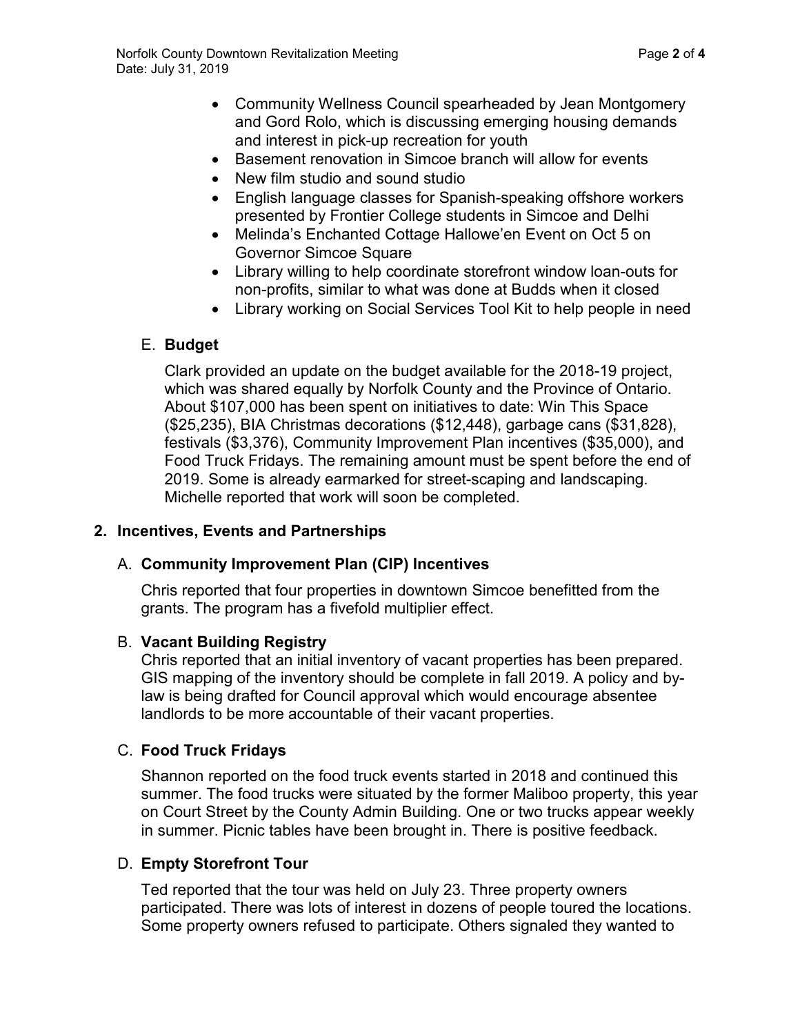- Community Wellness Council spearheaded by Jean Montgomery and Gord Rolo, which is discussing emerging housing demands and interest in pick-up recreation for youth
- Basement renovation in Simcoe branch will allow for events
- New film studio and sound studio
- English language classes for Spanish-speaking offshore workers presented by Frontier College students in Simcoe and Delhi
- Melinda's Enchanted Cottage Hallowe'en Event on Oct 5 on Governor Simcoe Square
- Library willing to help coordinate storefront window loan-outs for non-profits, similar to what was done at Budds when it closed
- Library working on Social Services Tool Kit to help people in need

E. **Budget**

Clark provided an update on the budget available for the 2018-19 project, which was shared equally by Norfolk County and the Province of Ontario. About $107,000 has been spent on initiatives to date: Win This Space ($25,235), BIA Christmas decorations ($12,448), garbage cans ($31,828), festivals ($3,376), Community Improvement Plan incentives ($35,000), and Food Truck Fridays. The remaining amount must be spent before the end of 2019. Some is already earmarked for street-scaping and landscaping. Michelle reported that work will soon be completed.

## 2. Incentives, Events and Partnerships

A. **Community Improvement Plan (CIP) Incentives**

Chris reported that four properties in downtown Simcoe benefitted from the grants. The program has a fivefold multiplier effect.

B. **Vacant Building Registry**

Chris reported that an initial inventory of vacant properties has been prepared. GIS mapping of the inventory should be complete in fall 2019. A policy and by-law is being drafted for Council approval which would encourage absentee landlords to be more accountable of their vacant properties.

C. **Food Truck Fridays**

Shannon reported on the food truck events started in 2018 and continued this summer. The food trucks were situated by the former Maliboo property, this year on Court Street by the County Admin Building. One or two trucks appear weekly in summer. Picnic tables have been brought in. There is positive feedback.

D. **Empty Storefront Tour**

Ted reported that the tour was held on July 23. Three property owners participated. There was lots of interest in dozens of people toured the locations. Some property owners refused to participate. Others signaled they wanted to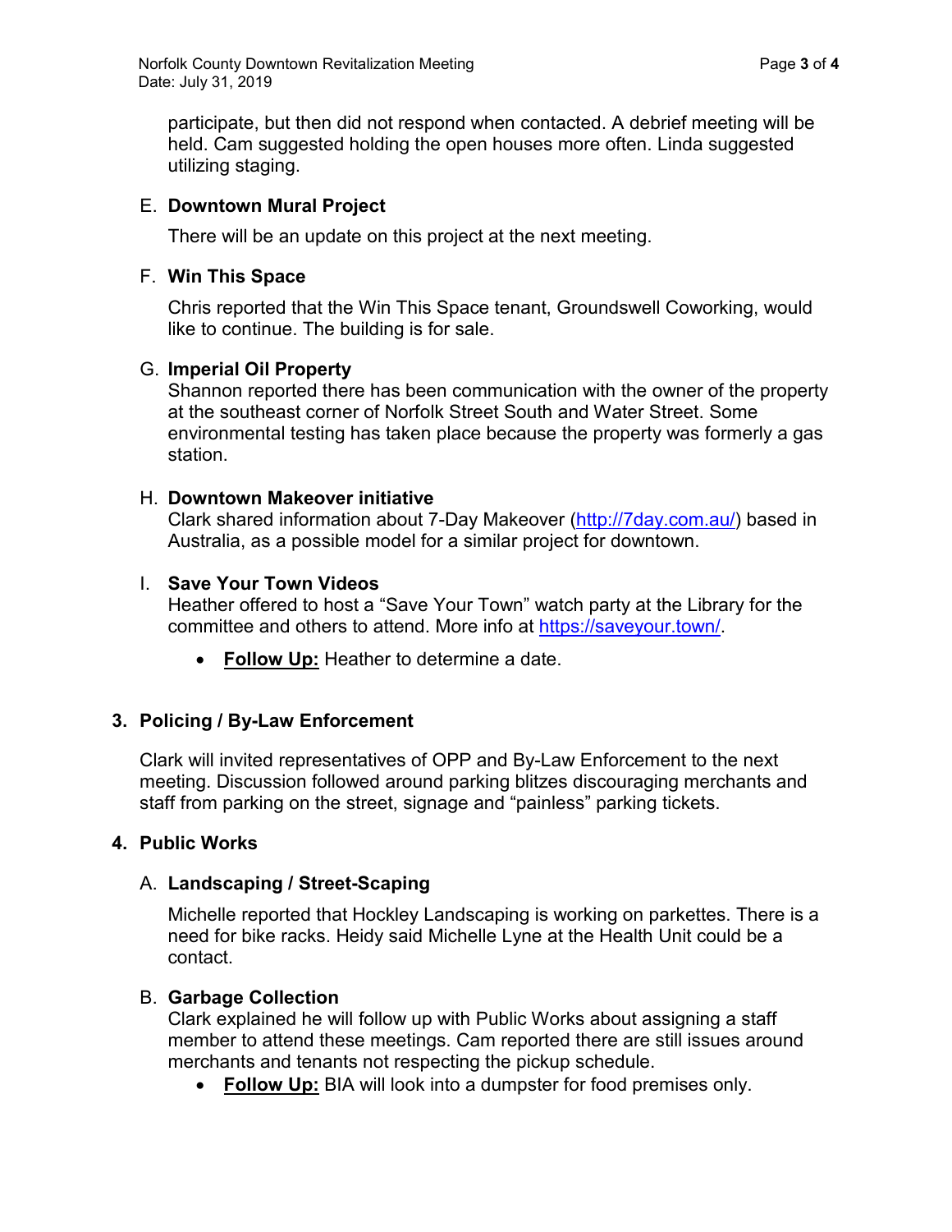participate, but then did not respond when contacted. A debrief meeting will be held. Cam suggested holding the open houses more often. Linda suggested utilizing staging.

E. **Downtown Mural Project**

There will be an update on this project at the next meeting.

F. **Win This Space**

Chris reported that the Win This Space tenant, Groundswell Coworking, would like to continue. The building is for sale.

G. **Imperial Oil Property**

Shannon reported there has been communication with the owner of the property at the southeast corner of Norfolk Street South and Water Street. Some environmental testing has taken place because the property was formerly a gas station.

H. **Downtown Makeover initiative**

Clark shared information about 7-Day Makeover (http://7day.com.au/) based in Australia, as a possible model for a similar project for downtown.

I. **Save Your Town Videos**

Heather offered to host a "Save Your Town" watch party at the Library for the committee and others to attend. More info at https://saveyour.town/.

- **Follow Up:** Heather to determine a date.

## 3. Policing / By-Law Enforcement

Clark will invited representatives of OPP and By-Law Enforcement to the next meeting. Discussion followed around parking blitzes discouraging merchants and staff from parking on the street, signage and "painless" parking tickets.

## 4. Public Works

A. **Landscaping / Street-Scaping**

Michelle reported that Hockley Landscaping is working on parkettes. There is a need for bike racks. Heidy said Michelle Lyne at the Health Unit could be a contact.

B. **Garbage Collection**

Clark explained he will follow up with Public Works about assigning a staff member to attend these meetings. Cam reported there are still issues around merchants and tenants not respecting the pickup schedule.

- **Follow Up:** BIA will look into a dumpster for food premises only.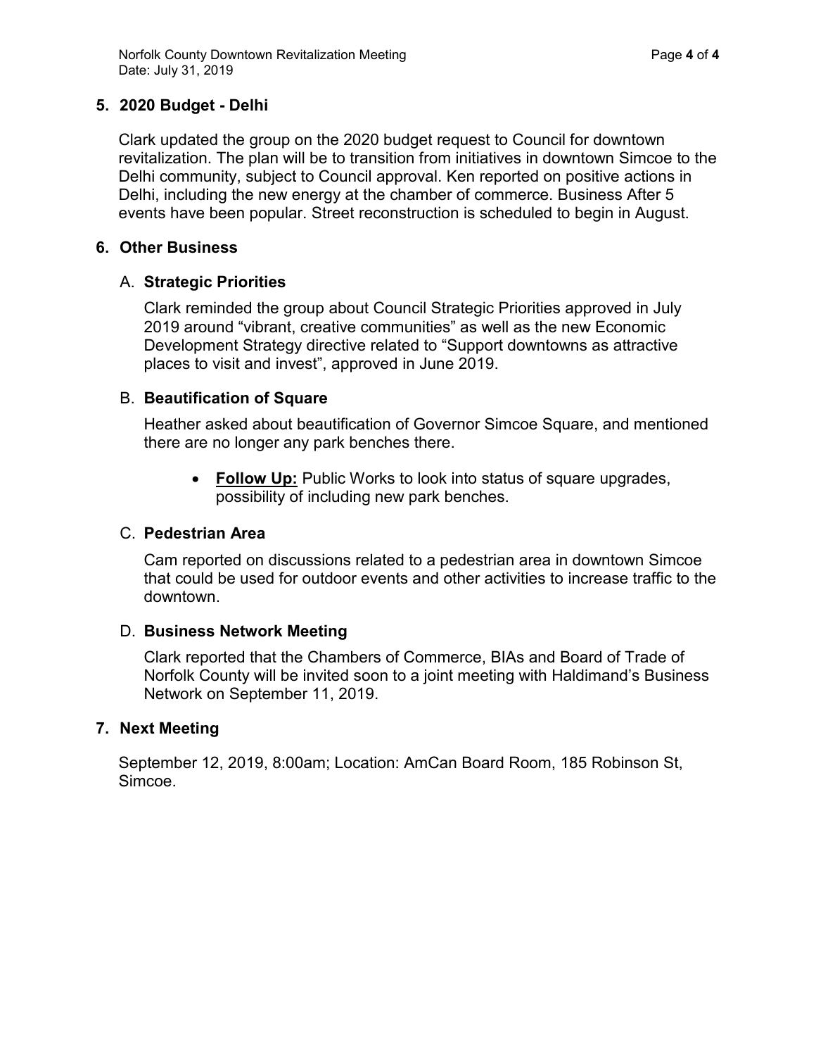## 5. 2020 Budget - Delhi

Clark updated the group on the 2020 budget request to Council for downtown revitalization. The plan will be to transition from initiatives in downtown Simcoe to the Delhi community, subject to Council approval. Ken reported on positive actions in Delhi, including the new energy at the chamber of commerce. Business After 5 events have been popular. Street reconstruction is scheduled to begin in August.

## 6. Other Business

### A. Strategic Priorities

Clark reminded the group about Council Strategic Priorities approved in July 2019 around "vibrant, creative communities" as well as the new Economic Development Strategy directive related to "Support downtowns as attractive places to visit and invest", approved in June 2019.

### B. Beautification of Square

Heather asked about beautification of Governor Simcoe Square, and mentioned there are no longer any park benches there.

- **Follow Up:** Public Works to look into status of square upgrades, possibility of including new park benches.

### C. Pedestrian Area

Cam reported on discussions related to a pedestrian area in downtown Simcoe that could be used for outdoor events and other activities to increase traffic to the downtown.

### D. Business Network Meeting

Clark reported that the Chambers of Commerce, BIAs and Board of Trade of Norfolk County will be invited soon to a joint meeting with Haldimand's Business Network on September 11, 2019.

## 7. Next Meeting

September 12, 2019, 8:00am; Location: AmCan Board Room, 185 Robinson St, Simcoe.